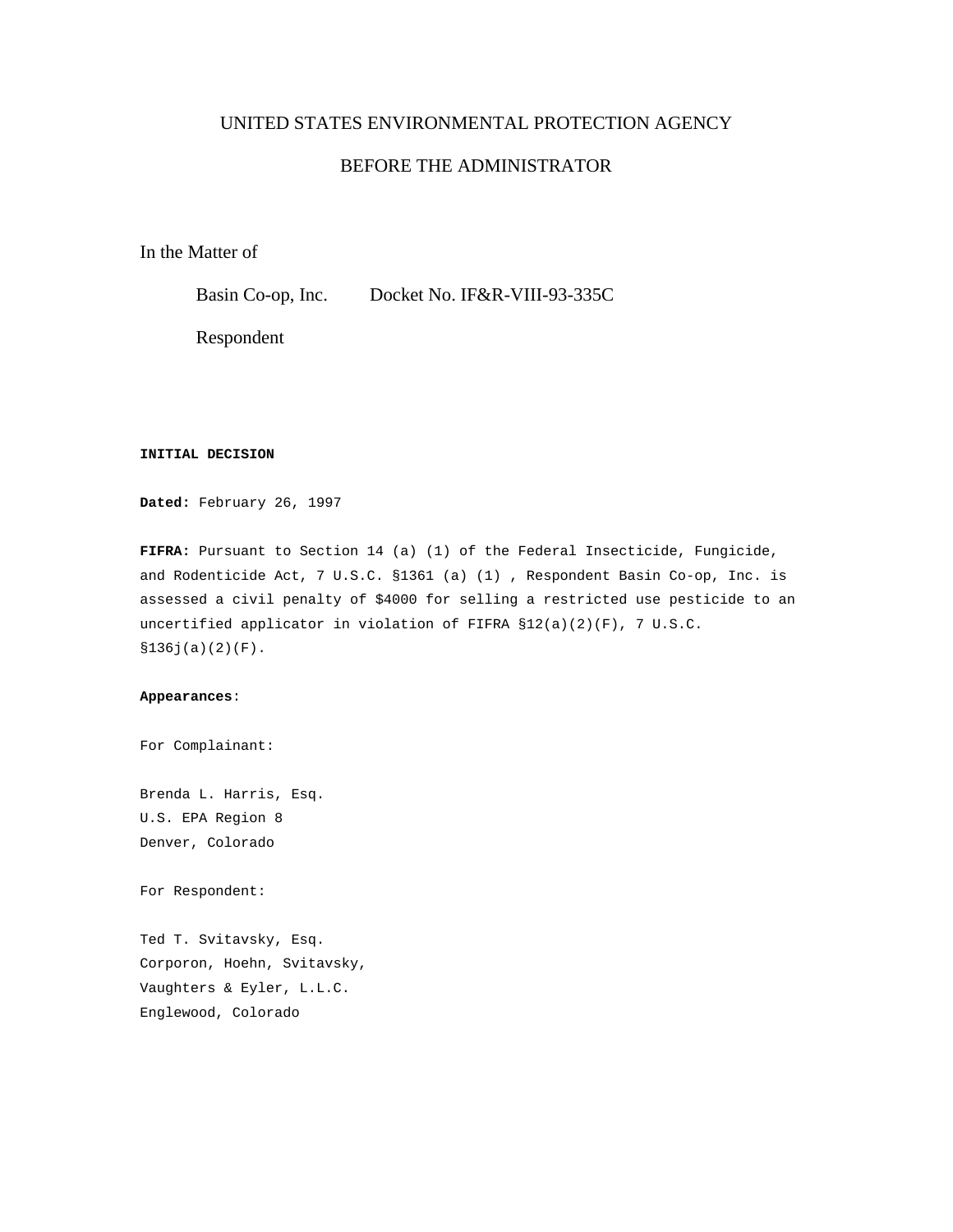UNITED STATES ENVIRONMENTAL PROTECTION AGENCY

BEFORE THE ADMINISTRATOR

In the Matter of

Basin Co-op, Inc. Docket No. IF&R-VIII-93-335C

Respondent

**INITIAL DECISION**

**Dated:** February 26, 1997

**FIFRA:** Pursuant to Section 14 (a) (1) of the Federal Insecticide, Fungicide, and Rodenticide Act, 7 U.S.C. §1361 (a) (1) , Respondent Basin Co-op, Inc. is assessed a civil penalty of $4000 for selling a restricted use pesticide to an uncertified applicator in violation of FIFRA §12(a)(2)(F), 7 U.S.C. §136j(a)(2)(F).

**Appearances**:

For Complainant:

Brenda L. Harris, Esq.
U.S. EPA Region 8
Denver, Colorado

For Respondent:

Ted T. Svitavsky, Esq.
Corporon, Hoehn, Svitavsky,
Vaughters & Eyler, L.L.C.
Englewood, Colorado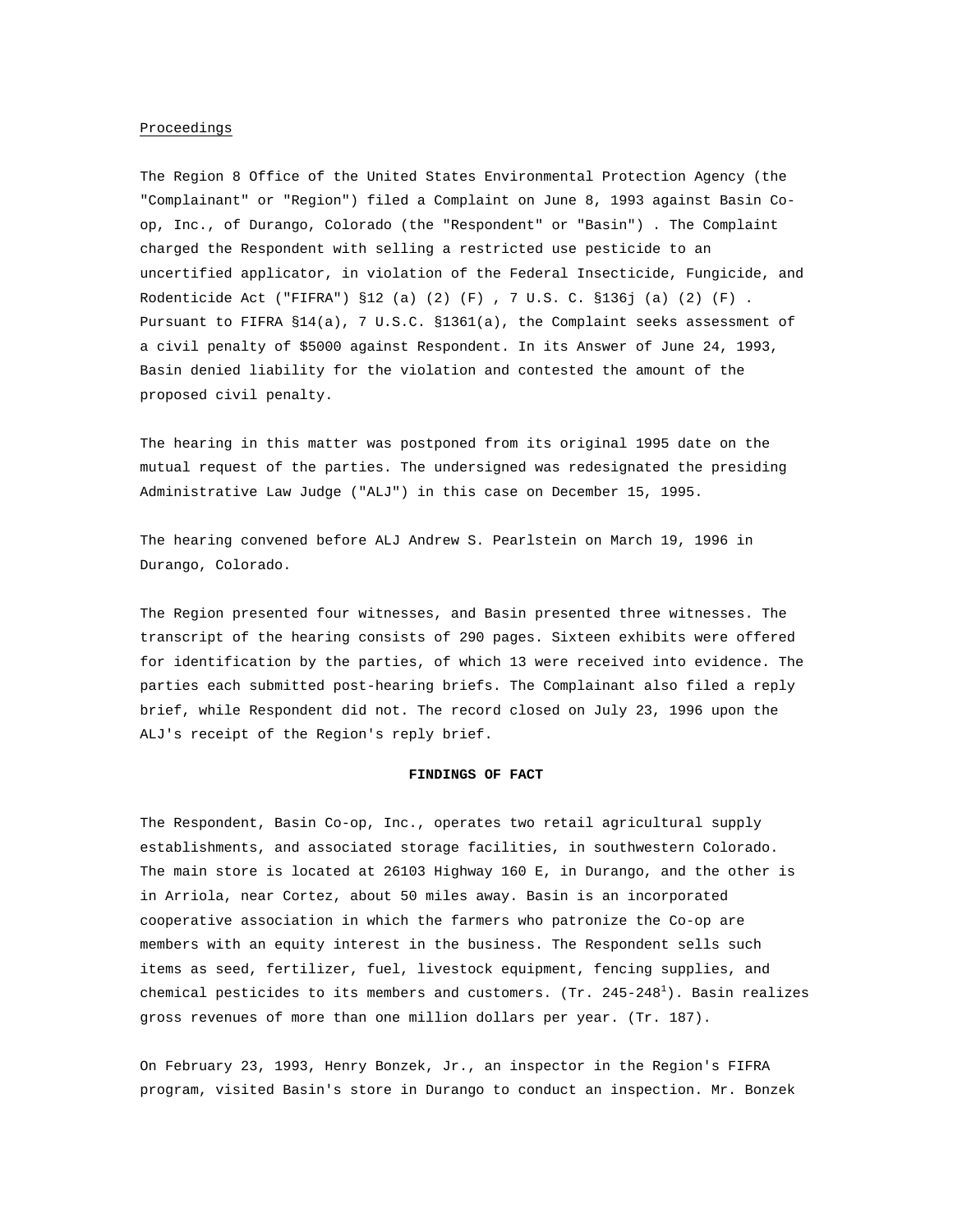Proceedings

The Region 8 Office of the United States Environmental Protection Agency (the "Complainant" or "Region") filed a Complaint on June 8, 1993 against Basin Co-op, Inc., of Durango, Colorado (the "Respondent" or "Basin") . The Complaint charged the Respondent with selling a restricted use pesticide to an uncertified applicator, in violation of the Federal Insecticide, Fungicide, and Rodenticide Act ("FIFRA") §12 (a) (2) (F) , 7 U.S. C. §136j (a) (2) (F) . Pursuant to FIFRA §14(a), 7 U.S.C. §1361(a), the Complaint seeks assessment of a civil penalty of $5000 against Respondent. In its Answer of June 24, 1993, Basin denied liability for the violation and contested the amount of the proposed civil penalty.

The hearing in this matter was postponed from its original 1995 date on the mutual request of the parties. The undersigned was redesignated the presiding Administrative Law Judge ("ALJ") in this case on December 15, 1995.

The hearing convened before ALJ Andrew S. Pearlstein on March 19, 1996 in Durango, Colorado.

The Region presented four witnesses, and Basin presented three witnesses. The transcript of the hearing consists of 290 pages. Sixteen exhibits were offered for identification by the parties, of which 13 were received into evidence. The parties each submitted post-hearing briefs. The Complainant also filed a reply brief, while Respondent did not. The record closed on July 23, 1996 upon the ALJ's receipt of the Region's reply brief.

**FINDINGS OF FACT**

The Respondent, Basin Co-op, Inc., operates two retail agricultural supply establishments, and associated storage facilities, in southwestern Colorado. The main store is located at 26103 Highway 160 E, in Durango, and the other is in Arriola, near Cortez, about 50 miles away. Basin is an incorporated cooperative association in which the farmers who patronize the Co-op are members with an equity interest in the business. The Respondent sells such items as seed, fertilizer, fuel, livestock equipment, fencing supplies, and chemical pesticides to its members and customers. (Tr. 245-248[1]). Basin realizes gross revenues of more than one million dollars per year. (Tr. 187).

On February 23, 1993, Henry Bonzek, Jr., an inspector in the Region's FIFRA program, visited Basin's store in Durango to conduct an inspection. Mr. Bonzek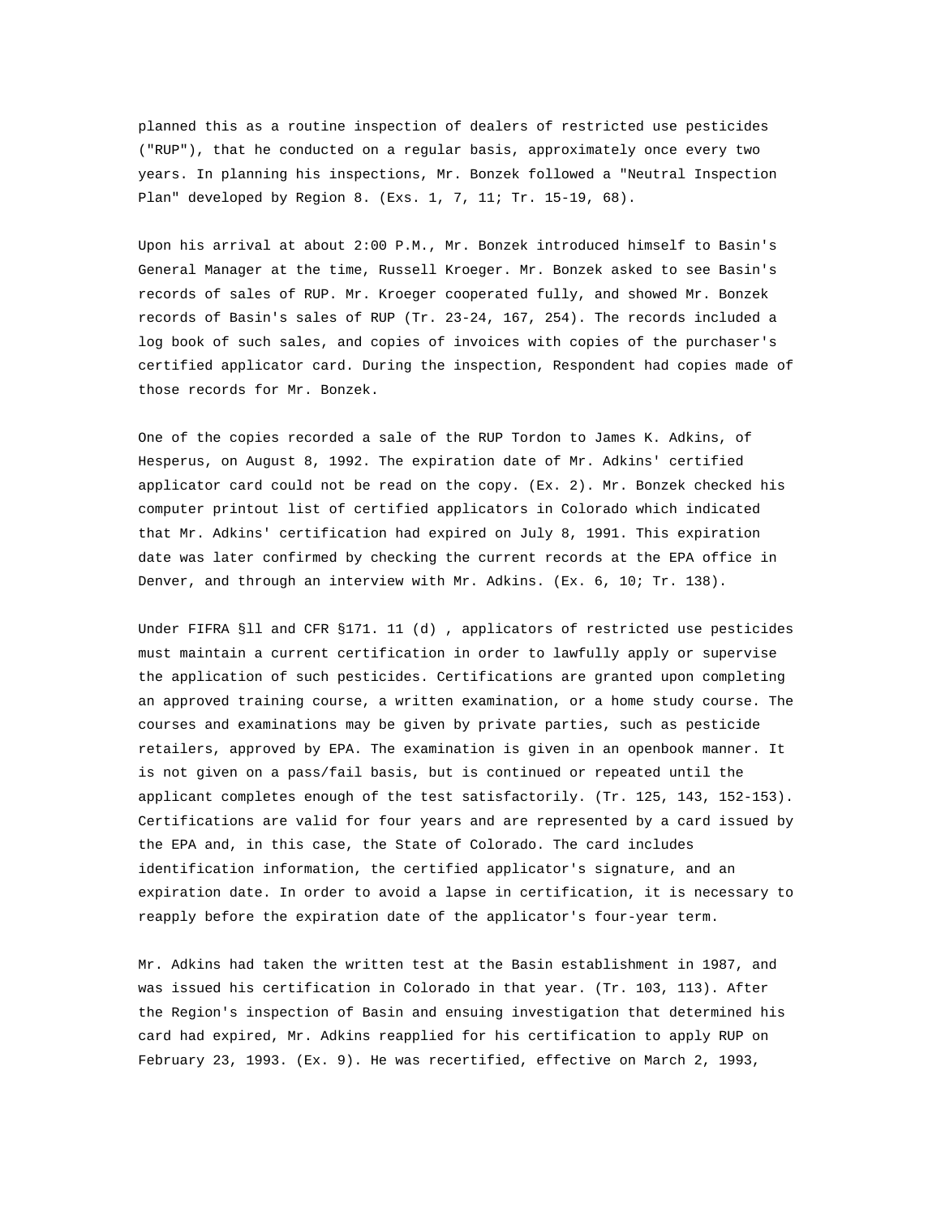planned this as a routine inspection of dealers of restricted use pesticides ("RUP"), that he conducted on a regular basis, approximately once every two years. In planning his inspections, Mr. Bonzek followed a "Neutral Inspection Plan" developed by Region 8. (Exs. 1, 7, 11; Tr. 15-19, 68).

Upon his arrival at about 2:00 P.M., Mr. Bonzek introduced himself to Basin's General Manager at the time, Russell Kroeger. Mr. Bonzek asked to see Basin's records of sales of RUP. Mr. Kroeger cooperated fully, and showed Mr. Bonzek records of Basin's sales of RUP (Tr. 23-24, 167, 254). The records included a log book of such sales, and copies of invoices with copies of the purchaser's certified applicator card. During the inspection, Respondent had copies made of those records for Mr. Bonzek.

One of the copies recorded a sale of the RUP Tordon to James K. Adkins, of Hesperus, on August 8, 1992. The expiration date of Mr. Adkins' certified applicator card could not be read on the copy. (Ex. 2). Mr. Bonzek checked his computer printout list of certified applicators in Colorado which indicated that Mr. Adkins' certification had expired on July 8, 1991. This expiration date was later confirmed by checking the current records at the EPA office in Denver, and through an interview with Mr. Adkins. (Ex. 6, 10; Tr. 138).

Under FIFRA §ll and CFR §171. 11 (d) , applicators of restricted use pesticides must maintain a current certification in order to lawfully apply or supervise the application of such pesticides. Certifications are granted upon completing an approved training course, a written examination, or a home study course. The courses and examinations may be given by private parties, such as pesticide retailers, approved by EPA. The examination is given in an openbook manner. It is not given on a pass/fail basis, but is continued or repeated until the applicant completes enough of the test satisfactorily. (Tr. 125, 143, 152-153). Certifications are valid for four years and are represented by a card issued by the EPA and, in this case, the State of Colorado. The card includes identification information, the certified applicator's signature, and an expiration date. In order to avoid a lapse in certification, it is necessary to reapply before the expiration date of the applicator's four-year term.

Mr. Adkins had taken the written test at the Basin establishment in 1987, and was issued his certification in Colorado in that year. (Tr. 103, 113). After the Region's inspection of Basin and ensuing investigation that determined his card had expired, Mr. Adkins reapplied for his certification to apply RUP on February 23, 1993. (Ex. 9). He was recertified, effective on March 2, 1993,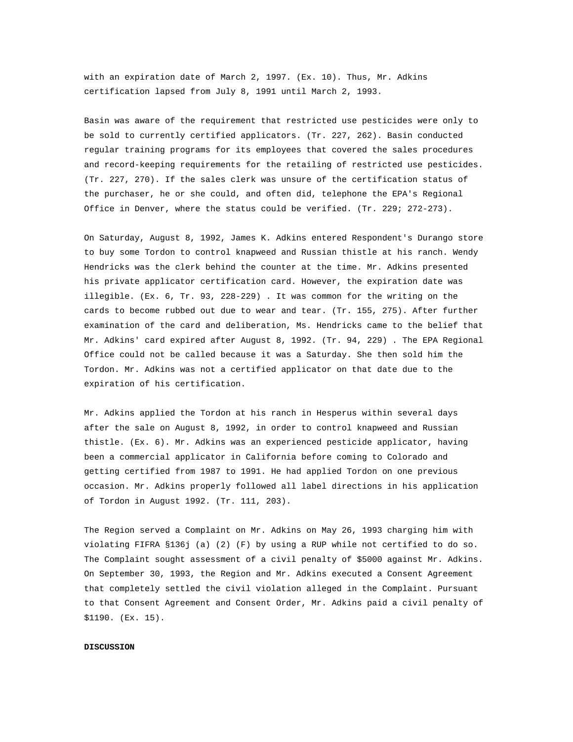with an expiration date of March 2, 1997. (Ex. 10). Thus, Mr. Adkins certification lapsed from July 8, 1991 until March 2, 1993.

Basin was aware of the requirement that restricted use pesticides were only to be sold to currently certified applicators. (Tr. 227, 262). Basin conducted regular training programs for its employees that covered the sales procedures and record-keeping requirements for the retailing of restricted use pesticides. (Tr. 227, 270). If the sales clerk was unsure of the certification status of the purchaser, he or she could, and often did, telephone the EPA's Regional Office in Denver, where the status could be verified. (Tr. 229; 272-273).

On Saturday, August 8, 1992, James K. Adkins entered Respondent's Durango store to buy some Tordon to control knapweed and Russian thistle at his ranch. Wendy Hendricks was the clerk behind the counter at the time. Mr. Adkins presented his private applicator certification card. However, the expiration date was illegible. (Ex. 6, Tr. 93, 228-229) . It was common for the writing on the cards to become rubbed out due to wear and tear. (Tr. 155, 275). After further examination of the card and deliberation, Ms. Hendricks came to the belief that Mr. Adkins' card expired after August 8, 1992. (Tr. 94, 229) . The EPA Regional Office could not be called because it was a Saturday. She then sold him the Tordon. Mr. Adkins was not a certified applicator on that date due to the expiration of his certification.

Mr. Adkins applied the Tordon at his ranch in Hesperus within several days after the sale on August 8, 1992, in order to control knapweed and Russian thistle. (Ex. 6). Mr. Adkins was an experienced pesticide applicator, having been a commercial applicator in California before coming to Colorado and getting certified from 1987 to 1991. He had applied Tordon on one previous occasion. Mr. Adkins properly followed all label directions in his application of Tordon in August 1992. (Tr. 111, 203).

The Region served a Complaint on Mr. Adkins on May 26, 1993 charging him with violating FIFRA §136j (a) (2) (F) by using a RUP while not certified to do so. The Complaint sought assessment of a civil penalty of $5000 against Mr. Adkins. On September 30, 1993, the Region and Mr. Adkins executed a Consent Agreement that completely settled the civil violation alleged in the Complaint. Pursuant to that Consent Agreement and Consent Order, Mr. Adkins paid a civil penalty of $1190. (Ex. 15).

**DISCUSSION**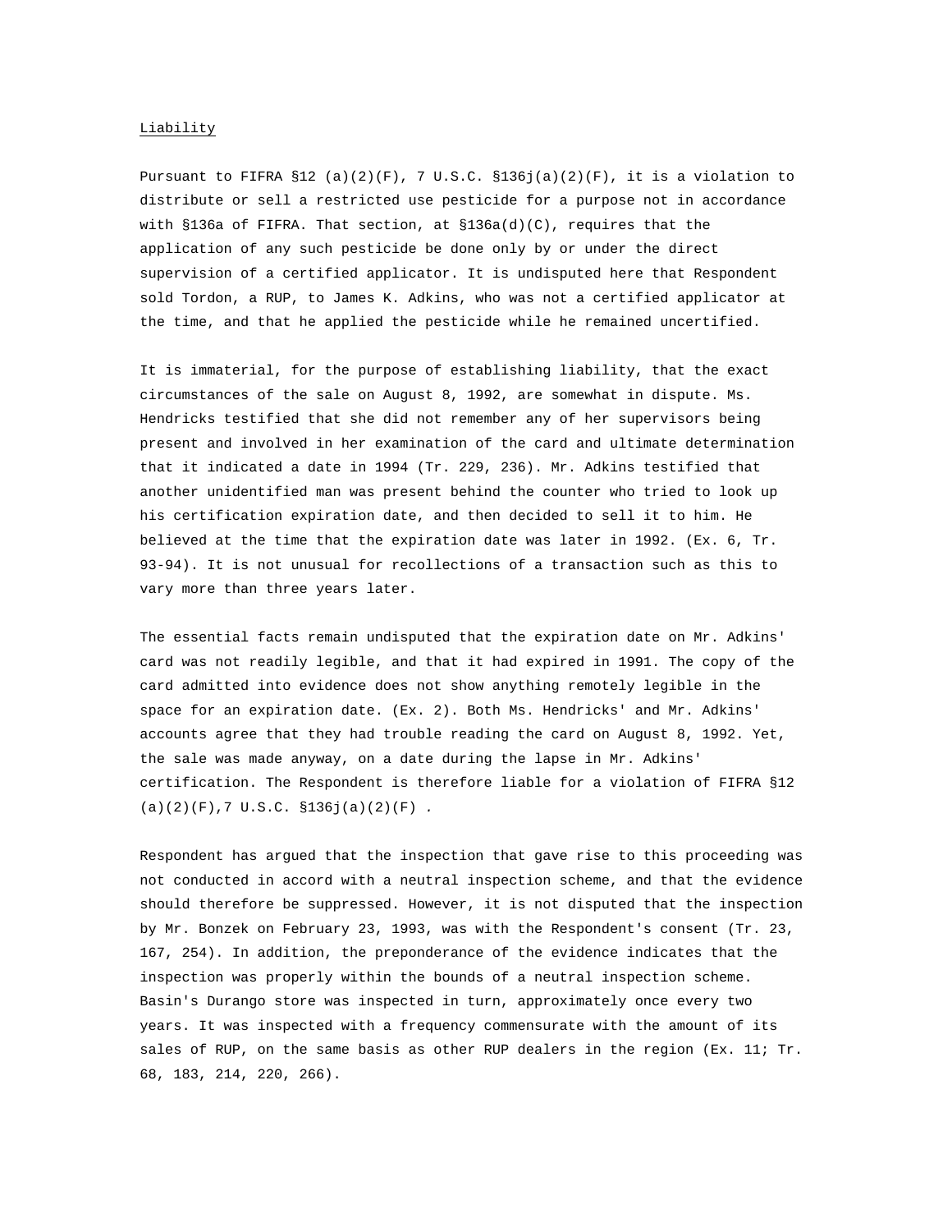Liability

Pursuant to FIFRA §12 (a)(2)(F), 7 U.S.C. §136j(a)(2)(F), it is a violation to distribute or sell a restricted use pesticide for a purpose not in accordance with §136a of FIFRA. That section, at §136a(d)(C), requires that the application of any such pesticide be done only by or under the direct supervision of a certified applicator. It is undisputed here that Respondent sold Tordon, a RUP, to James K. Adkins, who was not a certified applicator at the time, and that he applied the pesticide while he remained uncertified.

It is immaterial, for the purpose of establishing liability, that the exact circumstances of the sale on August 8, 1992, are somewhat in dispute. Ms. Hendricks testified that she did not remember any of her supervisors being present and involved in her examination of the card and ultimate determination that it indicated a date in 1994 (Tr. 229, 236). Mr. Adkins testified that another unidentified man was present behind the counter who tried to look up his certification expiration date, and then decided to sell it to him. He believed at the time that the expiration date was later in 1992. (Ex. 6, Tr. 93-94). It is not unusual for recollections of a transaction such as this to vary more than three years later.

The essential facts remain undisputed that the expiration date on Mr. Adkins' card was not readily legible, and that it had expired in 1991. The copy of the card admitted into evidence does not show anything remotely legible in the space for an expiration date. (Ex. 2). Both Ms. Hendricks' and Mr. Adkins' accounts agree that they had trouble reading the card on August 8, 1992. Yet, the sale was made anyway, on a date during the lapse in Mr. Adkins' certification. The Respondent is therefore liable for a violation of FIFRA §12 (a)(2)(F),7 U.S.C. §136j(a)(2)(F) .

Respondent has argued that the inspection that gave rise to this proceeding was not conducted in accord with a neutral inspection scheme, and that the evidence should therefore be suppressed. However, it is not disputed that the inspection by Mr. Bonzek on February 23, 1993, was with the Respondent's consent (Tr. 23, 167, 254). In addition, the preponderance of the evidence indicates that the inspection was properly within the bounds of a neutral inspection scheme. Basin's Durango store was inspected in turn, approximately once every two years. It was inspected with a frequency commensurate with the amount of its sales of RUP, on the same basis as other RUP dealers in the region (Ex. 11; Tr. 68, 183, 214, 220, 266).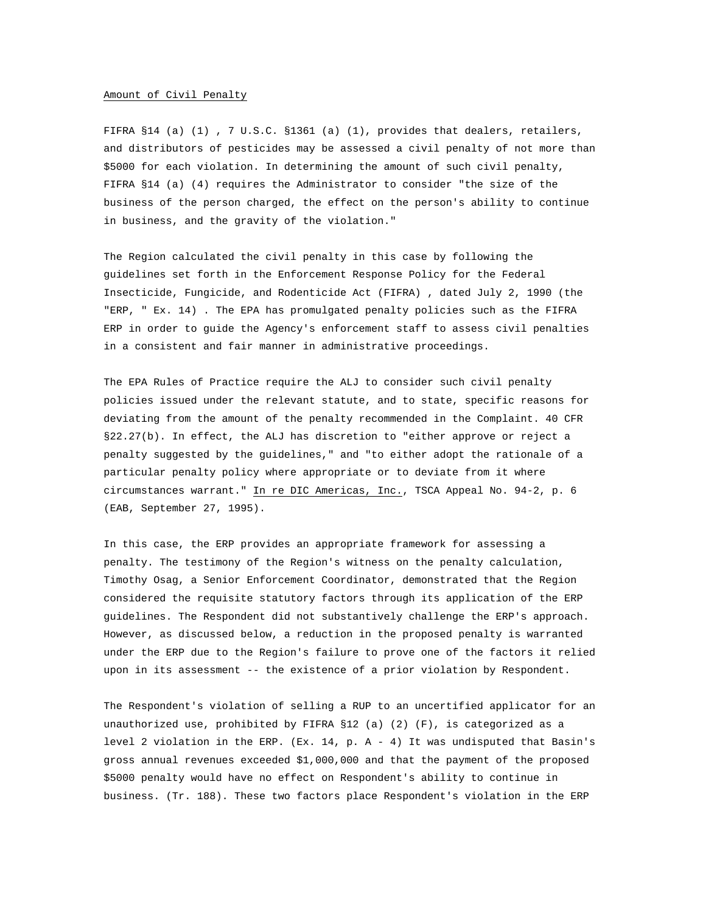Amount of Civil Penalty

FIFRA §14 (a) (1) , 7 U.S.C. §1361 (a) (1), provides that dealers, retailers, and distributors of pesticides may be assessed a civil penalty of not more than $5000 for each violation. In determining the amount of such civil penalty, FIFRA §14 (a) (4) requires the Administrator to consider "the size of the business of the person charged, the effect on the person's ability to continue in business, and the gravity of the violation."

The Region calculated the civil penalty in this case by following the guidelines set forth in the Enforcement Response Policy for the Federal Insecticide, Fungicide, and Rodenticide Act (FIFRA) , dated July 2, 1990 (the "ERP, " Ex. 14) . The EPA has promulgated penalty policies such as the FIFRA ERP in order to guide the Agency's enforcement staff to assess civil penalties in a consistent and fair manner in administrative proceedings.

The EPA Rules of Practice require the ALJ to consider such civil penalty policies issued under the relevant statute, and to state, specific reasons for deviating from the amount of the penalty recommended in the Complaint. 40 CFR §22.27(b). In effect, the ALJ has discretion to "either approve or reject a penalty suggested by the guidelines," and "to either adopt the rationale of a particular penalty policy where appropriate or to deviate from it where circumstances warrant." In re DIC Americas, Inc., TSCA Appeal No. 94-2, p. 6 (EAB, September 27, 1995).

In this case, the ERP provides an appropriate framework for assessing a penalty. The testimony of the Region's witness on the penalty calculation, Timothy Osag, a Senior Enforcement Coordinator, demonstrated that the Region considered the requisite statutory factors through its application of the ERP guidelines. The Respondent did not substantively challenge the ERP's approach. However, as discussed below, a reduction in the proposed penalty is warranted under the ERP due to the Region's failure to prove one of the factors it relied upon in its assessment -- the existence of a prior violation by Respondent.

The Respondent's violation of selling a RUP to an uncertified applicator for an unauthorized use, prohibited by FIFRA §12 (a) (2) (F), is categorized as a level 2 violation in the ERP. (Ex. 14, p. A - 4) It was undisputed that Basin's gross annual revenues exceeded $1,000,000 and that the payment of the proposed $5000 penalty would have no effect on Respondent's ability to continue in business. (Tr. 188). These two factors place Respondent's violation in the ERP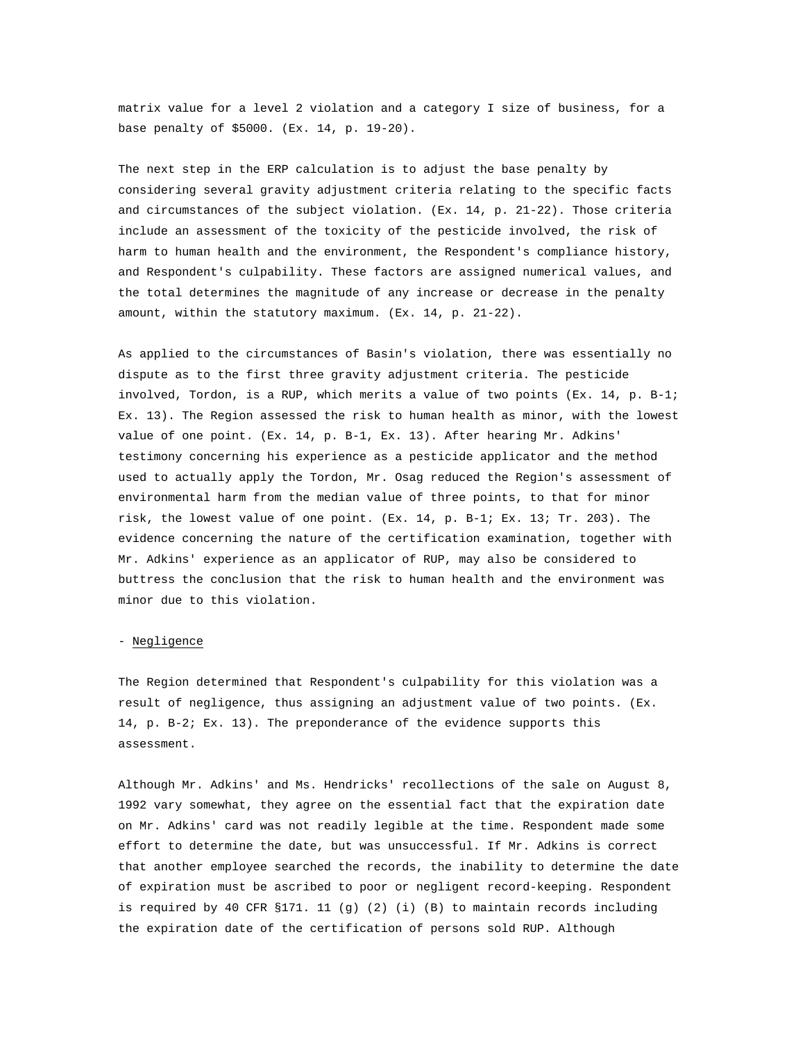matrix value for a level 2 violation and a category I size of business, for a base penalty of $5000. (Ex. 14, p. 19-20).

The next step in the ERP calculation is to adjust the base penalty by considering several gravity adjustment criteria relating to the specific facts and circumstances of the subject violation. (Ex. 14, p. 21-22). Those criteria include an assessment of the toxicity of the pesticide involved, the risk of harm to human health and the environment, the Respondent's compliance history, and Respondent's culpability. These factors are assigned numerical values, and the total determines the magnitude of any increase or decrease in the penalty amount, within the statutory maximum. (Ex. 14, p. 21-22).

As applied to the circumstances of Basin's violation, there was essentially no dispute as to the first three gravity adjustment criteria. The pesticide involved, Tordon, is a RUP, which merits a value of two points (Ex. 14, p. B-1; Ex. 13). The Region assessed the risk to human health as minor, with the lowest value of one point. (Ex. 14, p. B-1, Ex. 13). After hearing Mr. Adkins' testimony concerning his experience as a pesticide applicator and the method used to actually apply the Tordon, Mr. Osag reduced the Region's assessment of environmental harm from the median value of three points, to that for minor risk, the lowest value of one point. (Ex. 14, p. B-1; Ex. 13; Tr. 203). The evidence concerning the nature of the certification examination, together with Mr. Adkins' experience as an applicator of RUP, may also be considered to buttress the conclusion that the risk to human health and the environment was minor due to this violation.

- Negligence

The Region determined that Respondent's culpability for this violation was a result of negligence, thus assigning an adjustment value of two points. (Ex. 14, p. B-2; Ex. 13). The preponderance of the evidence supports this assessment.

Although Mr. Adkins' and Ms. Hendricks' recollections of the sale on August 8, 1992 vary somewhat, they agree on the essential fact that the expiration date on Mr. Adkins' card was not readily legible at the time. Respondent made some effort to determine the date, but was unsuccessful. If Mr. Adkins is correct that another employee searched the records, the inability to determine the date of expiration must be ascribed to poor or negligent record-keeping. Respondent is required by 40 CFR §171. 11 (g) (2) (i) (B) to maintain records including the expiration date of the certification of persons sold RUP. Although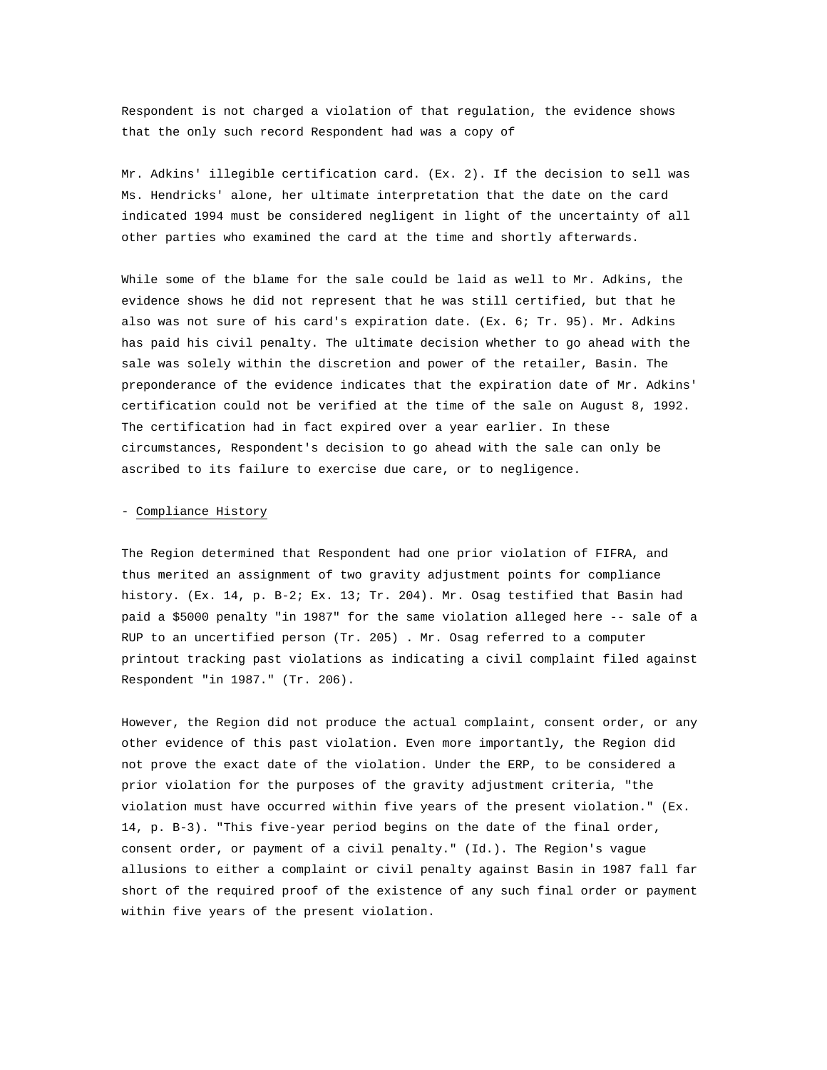Respondent is not charged a violation of that regulation, the evidence shows that the only such record Respondent had was a copy of

Mr. Adkins' illegible certification card. (Ex. 2). If the decision to sell was Ms. Hendricks' alone, her ultimate interpretation that the date on the card indicated 1994 must be considered negligent in light of the uncertainty of all other parties who examined the card at the time and shortly afterwards.

While some of the blame for the sale could be laid as well to Mr. Adkins, the evidence shows he did not represent that he was still certified, but that he also was not sure of his card's expiration date. (Ex. 6; Tr. 95). Mr. Adkins has paid his civil penalty. The ultimate decision whether to go ahead with the sale was solely within the discretion and power of the retailer, Basin. The preponderance of the evidence indicates that the expiration date of Mr. Adkins' certification could not be verified at the time of the sale on August 8, 1992. The certification had in fact expired over a year earlier. In these circumstances, Respondent's decision to go ahead with the sale can only be ascribed to its failure to exercise due care, or to negligence.

- Compliance History

The Region determined that Respondent had one prior violation of FIFRA, and thus merited an assignment of two gravity adjustment points for compliance history. (Ex. 14, p. B-2; Ex. 13; Tr. 204). Mr. Osag testified that Basin had paid a $5000 penalty "in 1987" for the same violation alleged here -- sale of a RUP to an uncertified person (Tr. 205) . Mr. Osag referred to a computer printout tracking past violations as indicating a civil complaint filed against Respondent "in 1987." (Tr. 206).

However, the Region did not produce the actual complaint, consent order, or any other evidence of this past violation. Even more importantly, the Region did not prove the exact date of the violation. Under the ERP, to be considered a prior violation for the purposes of the gravity adjustment criteria, "the violation must have occurred within five years of the present violation." (Ex. 14, p. B-3). "This five-year period begins on the date of the final order, consent order, or payment of a civil penalty." (Id.). The Region's vague allusions to either a complaint or civil penalty against Basin in 1987 fall far short of the required proof of the existence of any such final order or payment within five years of the present violation.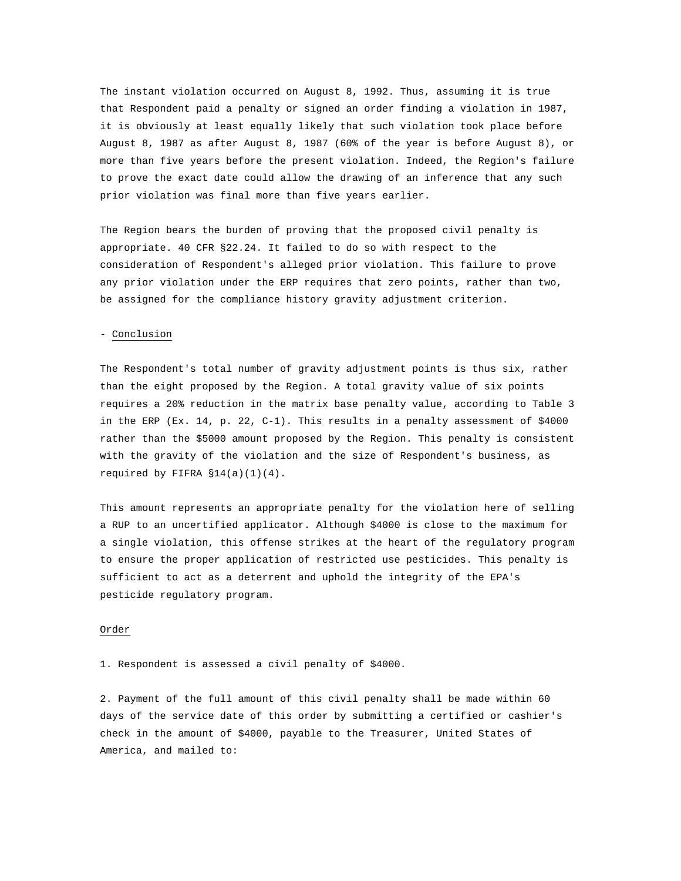The instant violation occurred on August 8, 1992. Thus, assuming it is true that Respondent paid a penalty or signed an order finding a violation in 1987, it is obviously at least equally likely that such violation took place before August 8, 1987 as after August 8, 1987 (60% of the year is before August 8), or more than five years before the present violation. Indeed, the Region's failure to prove the exact date could allow the drawing of an inference that any such prior violation was final more than five years earlier.

The Region bears the burden of proving that the proposed civil penalty is appropriate. 40 CFR §22.24. It failed to do so with respect to the consideration of Respondent's alleged prior violation. This failure to prove any prior violation under the ERP requires that zero points, rather than two, be assigned for the compliance history gravity adjustment criterion.

- <u>Conclusion</u>

The Respondent's total number of gravity adjustment points is thus six, rather than the eight proposed by the Region. A total gravity value of six points requires a 20% reduction in the matrix base penalty value, according to Table 3 in the ERP (Ex. 14, p. 22, C-1). This results in a penalty assessment of $4000 rather than the $5000 amount proposed by the Region. This penalty is consistent with the gravity of the violation and the size of Respondent's business, as required by FIFRA §14(a)(1)(4).

This amount represents an appropriate penalty for the violation here of selling a RUP to an uncertified applicator. Although $4000 is close to the maximum for a single violation, this offense strikes at the heart of the regulatory program to ensure the proper application of restricted use pesticides. This penalty is sufficient to act as a deterrent and uphold the integrity of the EPA's pesticide regulatory program.

<u>Order</u>

1. Respondent is assessed a civil penalty of $4000.

2. Payment of the full amount of this civil penalty shall be made within 60 days of the service date of this order by submitting a certified or cashier's check in the amount of $4000, payable to the Treasurer, United States of America, and mailed to: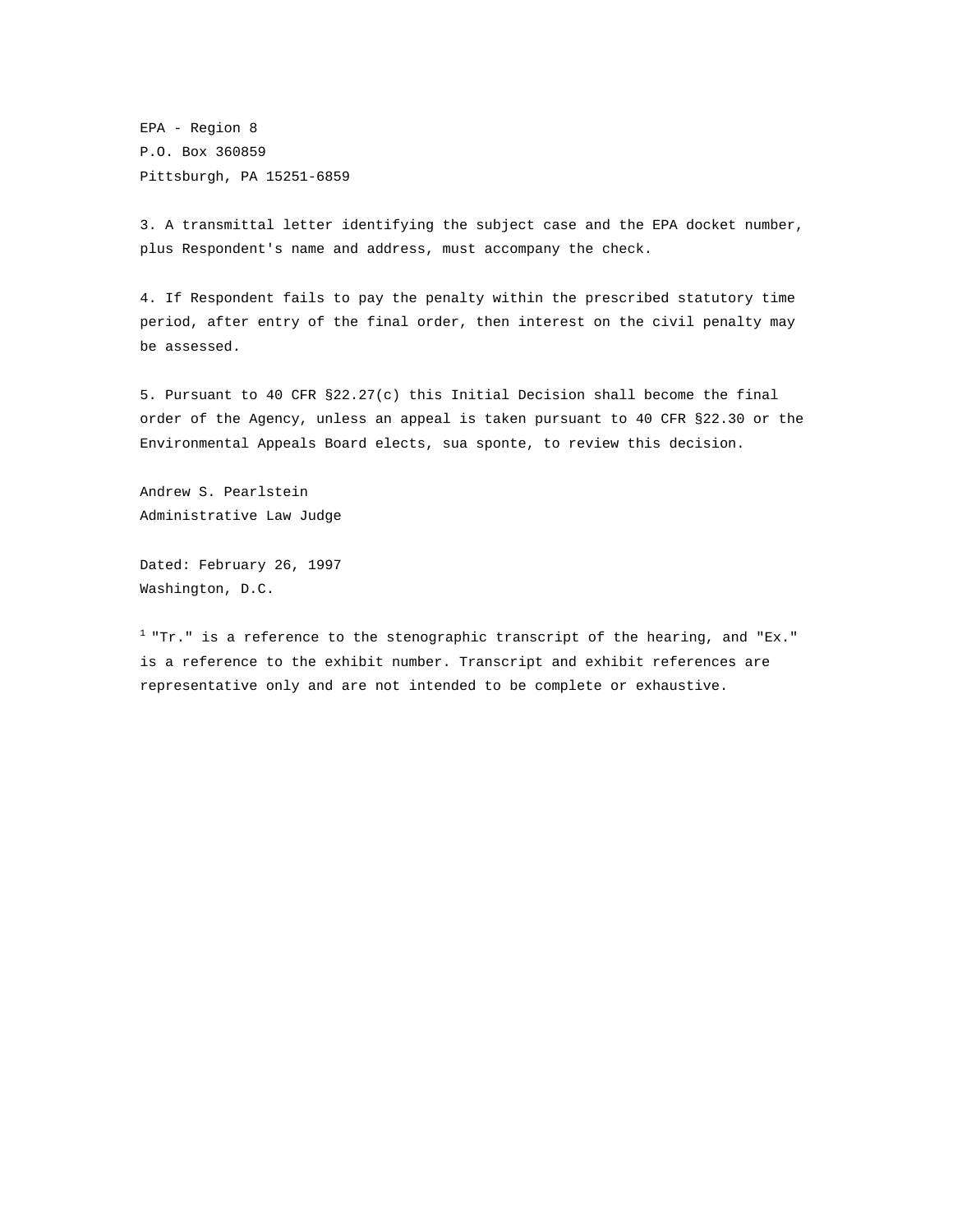EPA - Region 8
P.O. Box 360859
Pittsburgh, PA 15251-6859

3. A transmittal letter identifying the subject case and the EPA docket number, plus Respondent's name and address, must accompany the check.

4. If Respondent fails to pay the penalty within the prescribed statutory time period, after entry of the final order, then interest on the civil penalty may be assessed.

5. Pursuant to 40 CFR §22.27(c) this Initial Decision shall become the final order of the Agency, unless an appeal is taken pursuant to 40 CFR §22.30 or the Environmental Appeals Board elects, sua sponte, to review this decision.

Andrew S. Pearlstein
Administrative Law Judge

Dated: February 26, 1997
Washington, D.C.

[1] "Tr." is a reference to the stenographic transcript of the hearing, and "Ex." is a reference to the exhibit number. Transcript and exhibit references are representative only and are not intended to be complete or exhaustive.